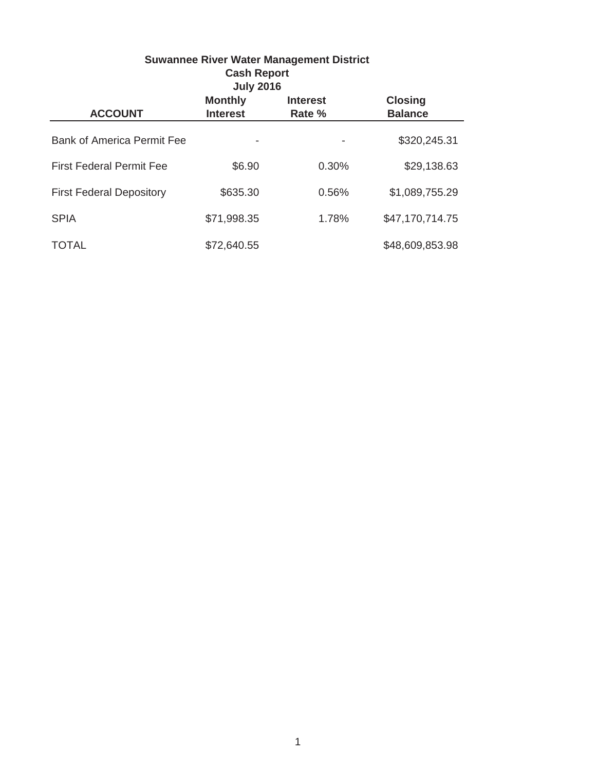**Suwannee River Water Management District**
**Cash Report**
**July 2016**

| ACCOUNT | Monthly Interest | Interest Rate % | Closing Balance |
|---|---|---|---|
| Bank of America Permit Fee | - | - | $320,245.31 |
| First Federal Permit Fee | $6.90 | 0.30% | $29,138.63 |
| First Federal Depository | $635.30 | 0.56% | $1,089,755.29 |
| SPIA | $71,998.35 | 1.78% | $47,170,714.75 |
| TOTAL | $72,640.55 | | $48,609,853.98 |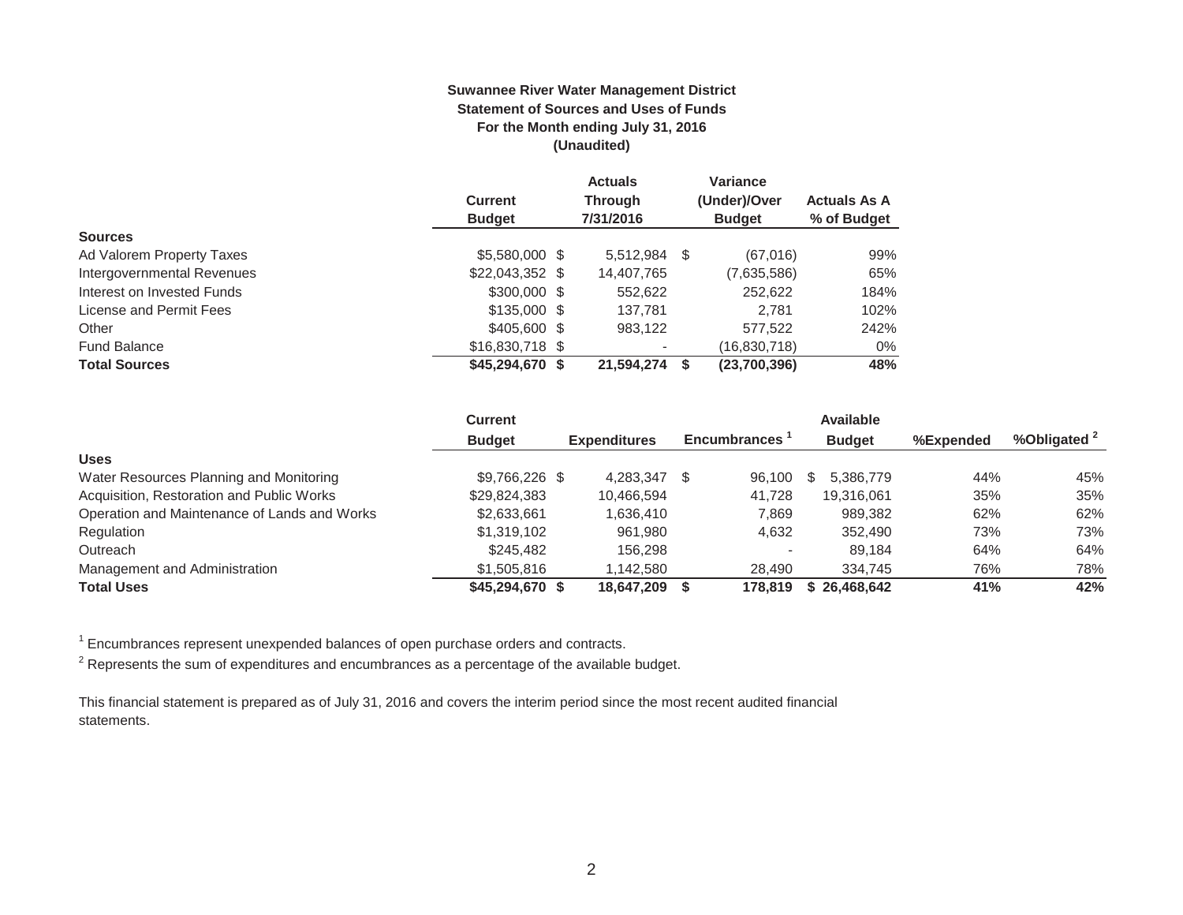**Suwannee River Water Management District**
**Statement of Sources and Uses of Funds**
**For the Month ending July 31, 2016**
**(Unaudited)**

| | Current Budget | Actuals Through 7/31/2016 | Variance (Under)/Over Budget | Actuals As A % of Budget |
|---|---|---|---|---|
| **Sources** | | | | |
| Ad Valorem Property Taxes | $5,580,000 | $ 5,512,984 | $ (67,016) | 99% |
| Intergovernmental Revenues | $22,043,352 | $ 14,407,765 | (7,635,586) | 65% |
| Interest on Invested Funds | $300,000 | $ 552,622 | 252,622 | 184% |
| License and Permit Fees | $135,000 | $ 137,781 | 2,781 | 102% |
| Other | $405,600 | $ 983,122 | 577,522 | 242% |
| Fund Balance | $16,830,718 | $ - | (16,830,718) | 0% |
| **Total Sources** | **$45,294,670** | **$ 21,594,274** | **$ (23,700,396)** | **48%** |

| | Current Budget | Expenditures | Encumbrances [1] | Available Budget | %Expended | %Obligated [2] |
|---|---|---|---|---|---|---|
| **Uses** | | | | | | |
| Water Resources Planning and Monitoring | $9,766,226 | $ 4,283,347 | $ 96,100 | $ 5,386,779 | 44% | 45% |
| Acquisition, Restoration and Public Works | $29,824,383 | 10,466,594 | 41,728 | 19,316,061 | 35% | 35% |
| Operation and Maintenance of Lands and Works | $2,633,661 | 1,636,410 | 7,869 | 989,382 | 62% | 62% |
| Regulation | $1,319,102 | 961,980 | 4,632 | 352,490 | 73% | 73% |
| Outreach | $245,482 | 156,298 | - | 89,184 | 64% | 64% |
| Management and Administration | $1,505,816 | 1,142,580 | 28,490 | 334,745 | 76% | 78% |
| **Total Uses** | **$45,294,670** | **$ 18,647,209** | **$ 178,819** | **$ 26,468,642** | **41%** | **42%** |

[1] Encumbrances represent unexpended balances of open purchase orders and contracts.

[2] Represents the sum of expenditures and encumbrances as a percentage of the available budget.

This financial statement is prepared as of July 31, 2016 and covers the interim period since the most recent audited financial statements.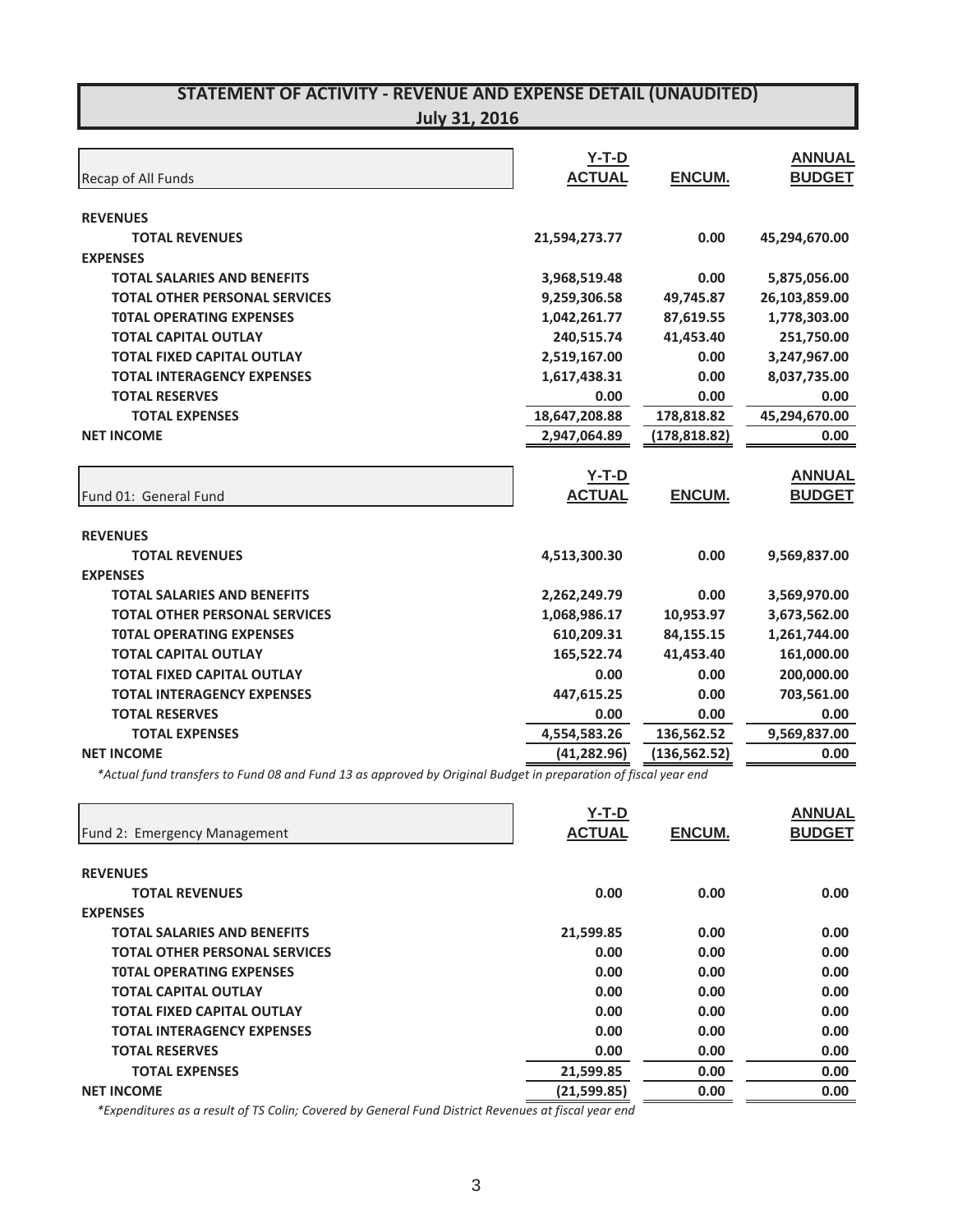# STATEMENT OF ACTIVITY - REVENUE AND EXPENSE DETAIL (UNAUDITED)
## July 31, 2016

| Recap of All Funds | Y-T-D ACTUAL | ENCUM. | ANNUAL BUDGET |
|---|---|---|---|
| **REVENUES** | | | |
| **TOTAL REVENUES** | **21,594,273.77** | **0.00** | **45,294,670.00** |
| **EXPENSES** | | | |
| **TOTAL SALARIES AND BENEFITS** | **3,968,519.48** | **0.00** | **5,875,056.00** |
| **TOTAL OTHER PERSONAL SERVICES** | **9,259,306.58** | **49,745.87** | **26,103,859.00** |
| **T0TAL OPERATING EXPENSES** | **1,042,261.77** | **87,619.55** | **1,778,303.00** |
| **TOTAL CAPITAL OUTLAY** | **240,515.74** | **41,453.40** | **251,750.00** |
| **TOTAL FIXED CAPITAL OUTLAY** | **2,519,167.00** | **0.00** | **3,247,967.00** |
| **TOTAL INTERAGENCY EXPENSES** | **1,617,438.31** | **0.00** | **8,037,735.00** |
| **TOTAL RESERVES** | **0.00** | **0.00** | **0.00** |
| **TOTAL EXPENSES** | **18,647,208.88** | **178,818.82** | **45,294,670.00** |
| **NET INCOME** | **2,947,064.89** | **(178,818.82)** | **0.00** |

| Fund 01: General Fund | Y-T-D ACTUAL | ENCUM. | ANNUAL BUDGET |
|---|---|---|---|
| **REVENUES** | | | |
| **TOTAL REVENUES** | **4,513,300.30** | **0.00** | **9,569,837.00** |
| **EXPENSES** | | | |
| **TOTAL SALARIES AND BENEFITS** | **2,262,249.79** | **0.00** | **3,569,970.00** |
| **TOTAL OTHER PERSONAL SERVICES** | **1,068,986.17** | **10,953.97** | **3,673,562.00** |
| **T0TAL OPERATING EXPENSES** | **610,209.31** | **84,155.15** | **1,261,744.00** |
| **TOTAL CAPITAL OUTLAY** | **165,522.74** | **41,453.40** | **161,000.00** |
| **TOTAL FIXED CAPITAL OUTLAY** | **0.00** | **0.00** | **200,000.00** |
| **TOTAL INTERAGENCY EXPENSES** | **447,615.25** | **0.00** | **703,561.00** |
| **TOTAL RESERVES** | **0.00** | **0.00** | **0.00** |
| **TOTAL EXPENSES** | **4,554,583.26** | **136,562.52** | **9,569,837.00** |
| **NET INCOME** | **(41,282.96)** | **(136,562.52)** | **0.00** |

*\*Actual fund transfers to Fund 08 and Fund 13 as approved by Original Budget in preparation of fiscal year end*

| Fund 2: Emergency Management | Y-T-D ACTUAL | ENCUM. | ANNUAL BUDGET |
|---|---|---|---|
| **REVENUES** | | | |
| **TOTAL REVENUES** | **0.00** | **0.00** | **0.00** |
| **EXPENSES** | | | |
| **TOTAL SALARIES AND BENEFITS** | **21,599.85** | **0.00** | **0.00** |
| **TOTAL OTHER PERSONAL SERVICES** | **0.00** | **0.00** | **0.00** |
| **T0TAL OPERATING EXPENSES** | **0.00** | **0.00** | **0.00** |
| **TOTAL CAPITAL OUTLAY** | **0.00** | **0.00** | **0.00** |
| **TOTAL FIXED CAPITAL OUTLAY** | **0.00** | **0.00** | **0.00** |
| **TOTAL INTERAGENCY EXPENSES** | **0.00** | **0.00** | **0.00** |
| **TOTAL RESERVES** | **0.00** | **0.00** | **0.00** |
| **TOTAL EXPENSES** | **21,599.85** | **0.00** | **0.00** |
| **NET INCOME** | **(21,599.85)** | **0.00** | **0.00** |

*\*Expenditures as a result of TS Colin; Covered by General Fund District Revenues at fiscal year end*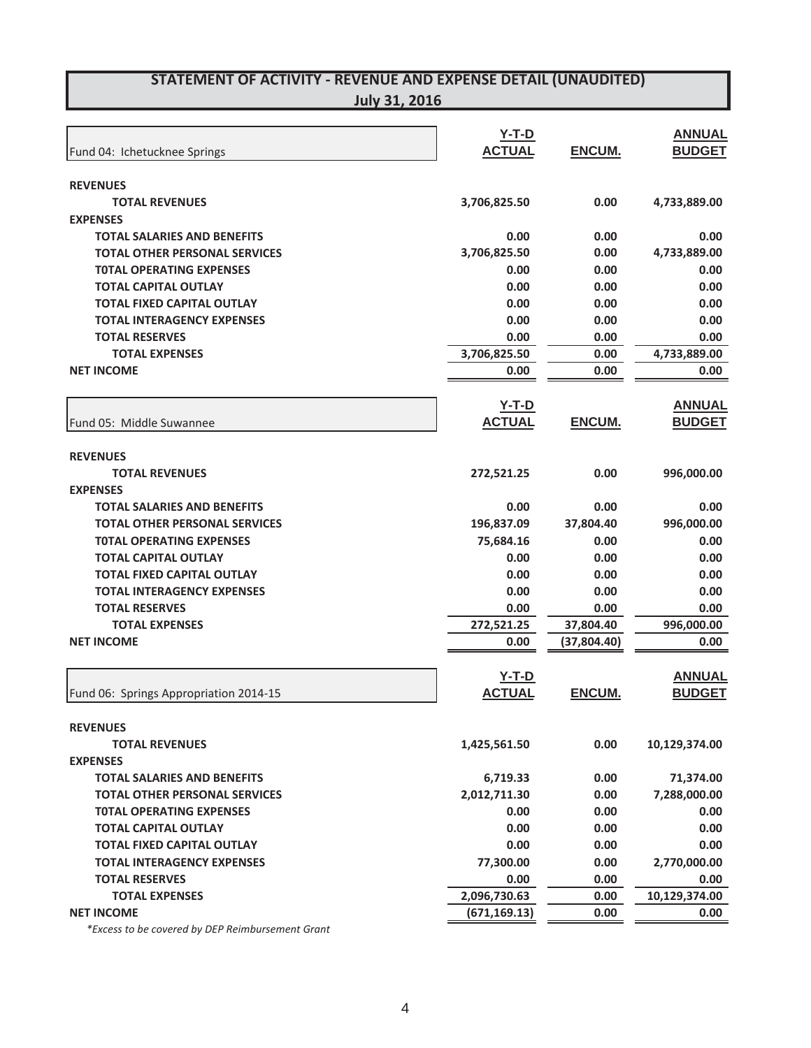## STATEMENT OF ACTIVITY - REVENUE AND EXPENSE DETAIL (UNAUDITED)
### July 31, 2016

| Fund 04: Ichetucknee Springs | Y-T-D ACTUAL | ENCUM. | ANNUAL BUDGET |
|---|---|---|---|
| **REVENUES** | | | |
| **TOTAL REVENUES** | 3,706,825.50 | 0.00 | 4,733,889.00 |
| **EXPENSES** | | | |
| **TOTAL SALARIES AND BENEFITS** | 0.00 | 0.00 | 0.00 |
| **TOTAL OTHER PERSONAL SERVICES** | 3,706,825.50 | 0.00 | 4,733,889.00 |
| **T0TAL OPERATING EXPENSES** | 0.00 | 0.00 | 0.00 |
| **TOTAL CAPITAL OUTLAY** | 0.00 | 0.00 | 0.00 |
| **TOTAL FIXED CAPITAL OUTLAY** | 0.00 | 0.00 | 0.00 |
| **TOTAL INTERAGENCY EXPENSES** | 0.00 | 0.00 | 0.00 |
| **TOTAL RESERVES** | 0.00 | 0.00 | 0.00 |
| **TOTAL EXPENSES** | 3,706,825.50 | 0.00 | 4,733,889.00 |
| **NET INCOME** | 0.00 | 0.00 | 0.00 |

| Fund 05: Middle Suwannee | Y-T-D ACTUAL | ENCUM. | ANNUAL BUDGET |
|---|---|---|---|
| **REVENUES** | | | |
| **TOTAL REVENUES** | 272,521.25 | 0.00 | 996,000.00 |
| **EXPENSES** | | | |
| **TOTAL SALARIES AND BENEFITS** | 0.00 | 0.00 | 0.00 |
| **TOTAL OTHER PERSONAL SERVICES** | 196,837.09 | 37,804.40 | 996,000.00 |
| **T0TAL OPERATING EXPENSES** | 75,684.16 | 0.00 | 0.00 |
| **TOTAL CAPITAL OUTLAY** | 0.00 | 0.00 | 0.00 |
| **TOTAL FIXED CAPITAL OUTLAY** | 0.00 | 0.00 | 0.00 |
| **TOTAL INTERAGENCY EXPENSES** | 0.00 | 0.00 | 0.00 |
| **TOTAL RESERVES** | 0.00 | 0.00 | 0.00 |
| **TOTAL EXPENSES** | 272,521.25 | 37,804.40 | 996,000.00 |
| **NET INCOME** | 0.00 | (37,804.40) | 0.00 |

| Fund 06: Springs Appropriation 2014-15 | Y-T-D ACTUAL | ENCUM. | ANNUAL BUDGET |
|---|---|---|---|
| **REVENUES** | | | |
| **TOTAL REVENUES** | 1,425,561.50 | 0.00 | 10,129,374.00 |
| **EXPENSES** | | | |
| **TOTAL SALARIES AND BENEFITS** | 6,719.33 | 0.00 | 71,374.00 |
| **TOTAL OTHER PERSONAL SERVICES** | 2,012,711.30 | 0.00 | 7,288,000.00 |
| **T0TAL OPERATING EXPENSES** | 0.00 | 0.00 | 0.00 |
| **TOTAL CAPITAL OUTLAY** | 0.00 | 0.00 | 0.00 |
| **TOTAL FIXED CAPITAL OUTLAY** | 0.00 | 0.00 | 0.00 |
| **TOTAL INTERAGENCY EXPENSES** | 77,300.00 | 0.00 | 2,770,000.00 |
| **TOTAL RESERVES** | 0.00 | 0.00 | 0.00 |
| **TOTAL EXPENSES** | 2,096,730.63 | 0.00 | 10,129,374.00 |
| **NET INCOME** | (671,169.13) | 0.00 | 0.00 |

*\*Excess to be covered by DEP Reimbursement Grant*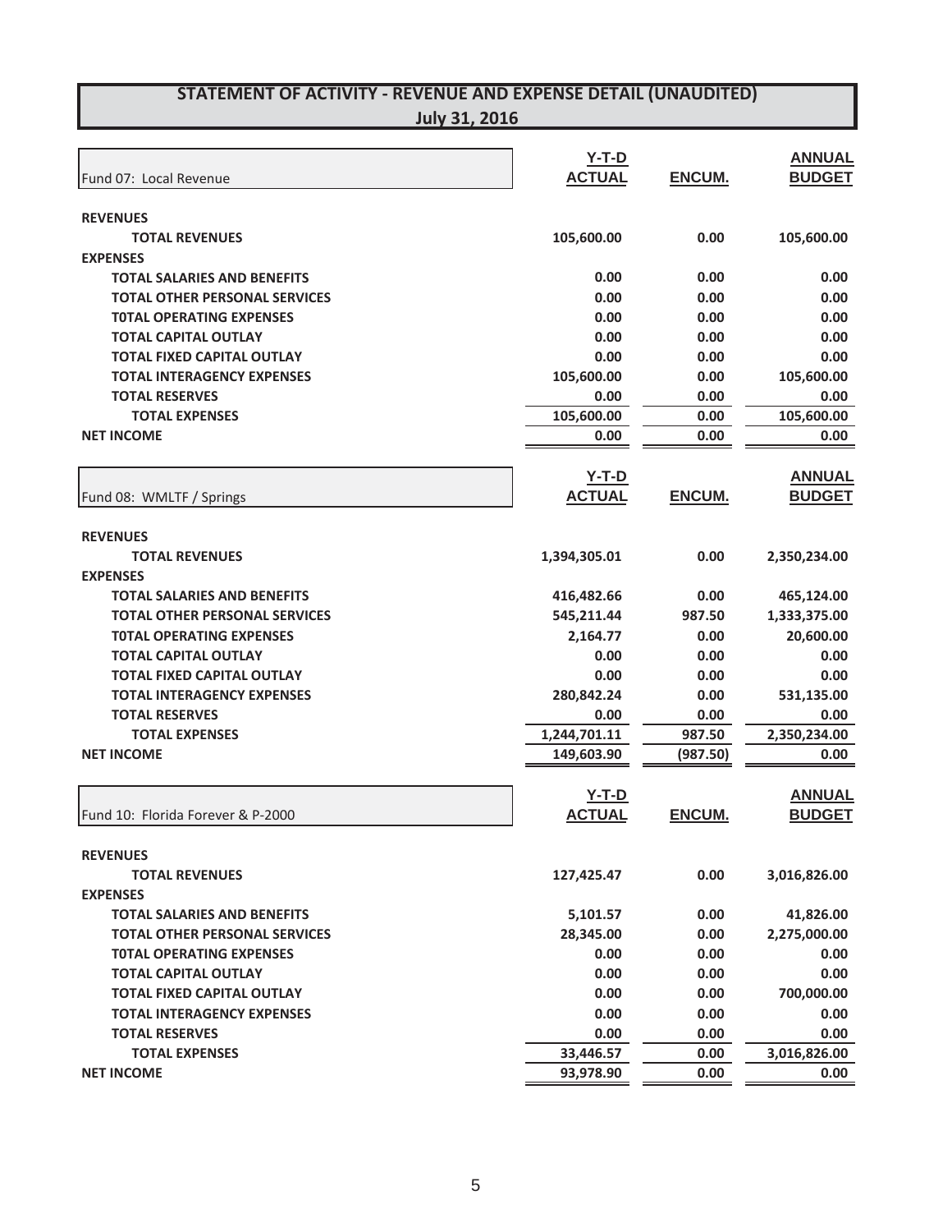# STATEMENT OF ACTIVITY - REVENUE AND EXPENSE DETAIL (UNAUDITED)

## July 31, 2016

| Fund 07: Local Revenue | Y-T-D ACTUAL | ENCUM. | ANNUAL BUDGET |
|---|---|---|---|
| **REVENUES** | | | |
| **TOTAL REVENUES** | 105,600.00 | 0.00 | 105,600.00 |
| **EXPENSES** | | | |
| **TOTAL SALARIES AND BENEFITS** | 0.00 | 0.00 | 0.00 |
| **TOTAL OTHER PERSONAL SERVICES** | 0.00 | 0.00 | 0.00 |
| **T0TAL OPERATING EXPENSES** | 0.00 | 0.00 | 0.00 |
| **TOTAL CAPITAL OUTLAY** | 0.00 | 0.00 | 0.00 |
| **TOTAL FIXED CAPITAL OUTLAY** | 0.00 | 0.00 | 0.00 |
| **TOTAL INTERAGENCY EXPENSES** | 105,600.00 | 0.00 | 105,600.00 |
| **TOTAL RESERVES** | 0.00 | 0.00 | 0.00 |
| **TOTAL EXPENSES** | 105,600.00 | 0.00 | 105,600.00 |
| **NET INCOME** | 0.00 | 0.00 | 0.00 |

| Fund 08: WMLTF / Springs | Y-T-D ACTUAL | ENCUM. | ANNUAL BUDGET |
|---|---|---|---|
| **REVENUES** | | | |
| **TOTAL REVENUES** | 1,394,305.01 | 0.00 | 2,350,234.00 |
| **EXPENSES** | | | |
| **TOTAL SALARIES AND BENEFITS** | 416,482.66 | 0.00 | 465,124.00 |
| **TOTAL OTHER PERSONAL SERVICES** | 545,211.44 | 987.50 | 1,333,375.00 |
| **T0TAL OPERATING EXPENSES** | 2,164.77 | 0.00 | 20,600.00 |
| **TOTAL CAPITAL OUTLAY** | 0.00 | 0.00 | 0.00 |
| **TOTAL FIXED CAPITAL OUTLAY** | 0.00 | 0.00 | 0.00 |
| **TOTAL INTERAGENCY EXPENSES** | 280,842.24 | 0.00 | 531,135.00 |
| **TOTAL RESERVES** | 0.00 | 0.00 | 0.00 |
| **TOTAL EXPENSES** | 1,244,701.11 | 987.50 | 2,350,234.00 |
| **NET INCOME** | 149,603.90 | (987.50) | 0.00 |

| Fund 10: Florida Forever & P-2000 | Y-T-D ACTUAL | ENCUM. | ANNUAL BUDGET |
|---|---|---|---|
| **REVENUES** | | | |
| **TOTAL REVENUES** | 127,425.47 | 0.00 | 3,016,826.00 |
| **EXPENSES** | | | |
| **TOTAL SALARIES AND BENEFITS** | 5,101.57 | 0.00 | 41,826.00 |
| **TOTAL OTHER PERSONAL SERVICES** | 28,345.00 | 0.00 | 2,275,000.00 |
| **T0TAL OPERATING EXPENSES** | 0.00 | 0.00 | 0.00 |
| **TOTAL CAPITAL OUTLAY** | 0.00 | 0.00 | 0.00 |
| **TOTAL FIXED CAPITAL OUTLAY** | 0.00 | 0.00 | 700,000.00 |
| **TOTAL INTERAGENCY EXPENSES** | 0.00 | 0.00 | 0.00 |
| **TOTAL RESERVES** | 0.00 | 0.00 | 0.00 |
| **TOTAL EXPENSES** | 33,446.57 | 0.00 | 3,016,826.00 |
| **NET INCOME** | 93,978.90 | 0.00 | 0.00 |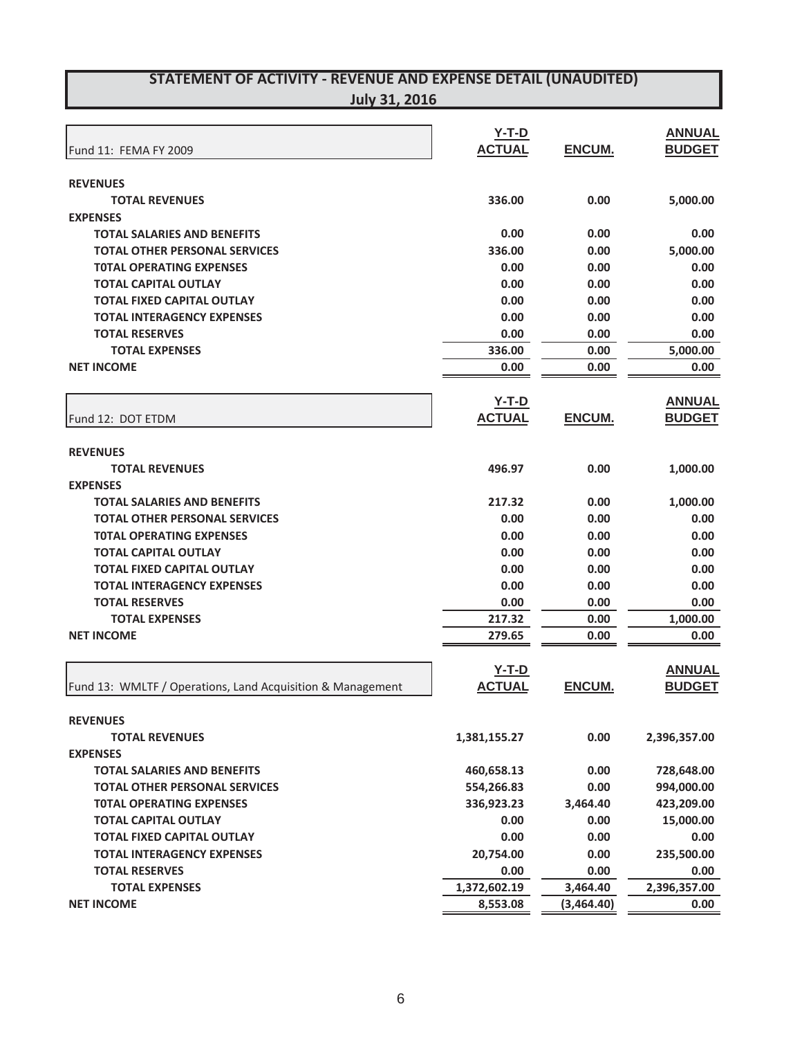# STATEMENT OF ACTIVITY - REVENUE AND EXPENSE DETAIL (UNAUDITED)

## July 31, 2016

| Fund 11: FEMA FY 2009 | Y-T-D ACTUAL | ENCUM. | ANNUAL BUDGET |
|---|---|---|---|
| **REVENUES** | | | |
| **TOTAL REVENUES** | 336.00 | 0.00 | 5,000.00 |
| **EXPENSES** | | | |
| **TOTAL SALARIES AND BENEFITS** | 0.00 | 0.00 | 0.00 |
| **TOTAL OTHER PERSONAL SERVICES** | 336.00 | 0.00 | 5,000.00 |
| **T0TAL OPERATING EXPENSES** | 0.00 | 0.00 | 0.00 |
| **TOTAL CAPITAL OUTLAY** | 0.00 | 0.00 | 0.00 |
| **TOTAL FIXED CAPITAL OUTLAY** | 0.00 | 0.00 | 0.00 |
| **TOTAL INTERAGENCY EXPENSES** | 0.00 | 0.00 | 0.00 |
| **TOTAL RESERVES** | 0.00 | 0.00 | 0.00 |
| **TOTAL EXPENSES** | 336.00 | 0.00 | 5,000.00 |
| **NET INCOME** | 0.00 | 0.00 | 0.00 |

| Fund 12: DOT ETDM | Y-T-D ACTUAL | ENCUM. | ANNUAL BUDGET |
|---|---|---|---|
| **REVENUES** | | | |
| **TOTAL REVENUES** | 496.97 | 0.00 | 1,000.00 |
| **EXPENSES** | | | |
| **TOTAL SALARIES AND BENEFITS** | 217.32 | 0.00 | 1,000.00 |
| **TOTAL OTHER PERSONAL SERVICES** | 0.00 | 0.00 | 0.00 |
| **T0TAL OPERATING EXPENSES** | 0.00 | 0.00 | 0.00 |
| **TOTAL CAPITAL OUTLAY** | 0.00 | 0.00 | 0.00 |
| **TOTAL FIXED CAPITAL OUTLAY** | 0.00 | 0.00 | 0.00 |
| **TOTAL INTERAGENCY EXPENSES** | 0.00 | 0.00 | 0.00 |
| **TOTAL RESERVES** | 0.00 | 0.00 | 0.00 |
| **TOTAL EXPENSES** | 217.32 | 0.00 | 1,000.00 |
| **NET INCOME** | 279.65 | 0.00 | 0.00 |

| Fund 13: WMLTF / Operations, Land Acquisition & Management | Y-T-D ACTUAL | ENCUM. | ANNUAL BUDGET |
|---|---|---|---|
| **REVENUES** | | | |
| **TOTAL REVENUES** | 1,381,155.27 | 0.00 | 2,396,357.00 |
| **EXPENSES** | | | |
| **TOTAL SALARIES AND BENEFITS** | 460,658.13 | 0.00 | 728,648.00 |
| **TOTAL OTHER PERSONAL SERVICES** | 554,266.83 | 0.00 | 994,000.00 |
| **T0TAL OPERATING EXPENSES** | 336,923.23 | 3,464.40 | 423,209.00 |
| **TOTAL CAPITAL OUTLAY** | 0.00 | 0.00 | 15,000.00 |
| **TOTAL FIXED CAPITAL OUTLAY** | 0.00 | 0.00 | 0.00 |
| **TOTAL INTERAGENCY EXPENSES** | 20,754.00 | 0.00 | 235,500.00 |
| **TOTAL RESERVES** | 0.00 | 0.00 | 0.00 |
| **TOTAL EXPENSES** | 1,372,602.19 | 3,464.40 | 2,396,357.00 |
| **NET INCOME** | 8,553.08 | (3,464.40) | 0.00 |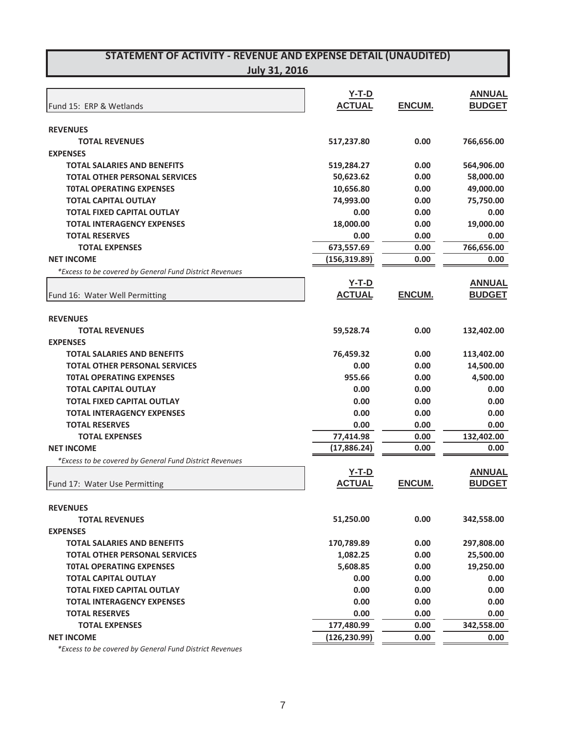## STATEMENT OF ACTIVITY - REVENUE AND EXPENSE DETAIL (UNAUDITED)

**July 31, 2016**

| Fund 15: ERP & Wetlands | Y-T-D ACTUAL | ENCUM. | ANNUAL BUDGET |
|---|---|---|---|
| **REVENUES** | | | |
| **TOTAL REVENUES** | 517,237.80 | 0.00 | 766,656.00 |
| **EXPENSES** | | | |
| **TOTAL SALARIES AND BENEFITS** | 519,284.27 | 0.00 | 564,906.00 |
| **TOTAL OTHER PERSONAL SERVICES** | 50,623.62 | 0.00 | 58,000.00 |
| **T0TAL OPERATING EXPENSES** | 10,656.80 | 0.00 | 49,000.00 |
| **TOTAL CAPITAL OUTLAY** | 74,993.00 | 0.00 | 75,750.00 |
| **TOTAL FIXED CAPITAL OUTLAY** | 0.00 | 0.00 | 0.00 |
| **TOTAL INTERAGENCY EXPENSES** | 18,000.00 | 0.00 | 19,000.00 |
| **TOTAL RESERVES** | 0.00 | 0.00 | 0.00 |
| **TOTAL EXPENSES** | 673,557.69 | 0.00 | 766,656.00 |
| **NET INCOME** | (156,319.89) | 0.00 | 0.00 |

*\*Excess to be covered by General Fund District Revenues*

| Fund 16: Water Well Permitting | Y-T-D ACTUAL | ENCUM. | ANNUAL BUDGET |
|---|---|---|---|
| **REVENUES** | | | |
| **TOTAL REVENUES** | 59,528.74 | 0.00 | 132,402.00 |
| **EXPENSES** | | | |
| **TOTAL SALARIES AND BENEFITS** | 76,459.32 | 0.00 | 113,402.00 |
| **TOTAL OTHER PERSONAL SERVICES** | 0.00 | 0.00 | 14,500.00 |
| **T0TAL OPERATING EXPENSES** | 955.66 | 0.00 | 4,500.00 |
| **TOTAL CAPITAL OUTLAY** | 0.00 | 0.00 | 0.00 |
| **TOTAL FIXED CAPITAL OUTLAY** | 0.00 | 0.00 | 0.00 |
| **TOTAL INTERAGENCY EXPENSES** | 0.00 | 0.00 | 0.00 |
| **TOTAL RESERVES** | 0.00 | 0.00 | 0.00 |
| **TOTAL EXPENSES** | 77,414.98 | 0.00 | 132,402.00 |
| **NET INCOME** | (17,886.24) | 0.00 | 0.00 |

*\*Excess to be covered by General Fund District Revenues*

| Fund 17: Water Use Permitting | Y-T-D ACTUAL | ENCUM. | ANNUAL BUDGET |
|---|---|---|---|
| **REVENUES** | | | |
| **TOTAL REVENUES** | 51,250.00 | 0.00 | 342,558.00 |
| **EXPENSES** | | | |
| **TOTAL SALARIES AND BENEFITS** | 170,789.89 | 0.00 | 297,808.00 |
| **TOTAL OTHER PERSONAL SERVICES** | 1,082.25 | 0.00 | 25,500.00 |
| **T0TAL OPERATING EXPENSES** | 5,608.85 | 0.00 | 19,250.00 |
| **TOTAL CAPITAL OUTLAY** | 0.00 | 0.00 | 0.00 |
| **TOTAL FIXED CAPITAL OUTLAY** | 0.00 | 0.00 | 0.00 |
| **TOTAL INTERAGENCY EXPENSES** | 0.00 | 0.00 | 0.00 |
| **TOTAL RESERVES** | 0.00 | 0.00 | 0.00 |
| **TOTAL EXPENSES** | 177,480.99 | 0.00 | 342,558.00 |
| **NET INCOME** | (126,230.99) | 0.00 | 0.00 |

*\*Excess to be covered by General Fund District Revenues*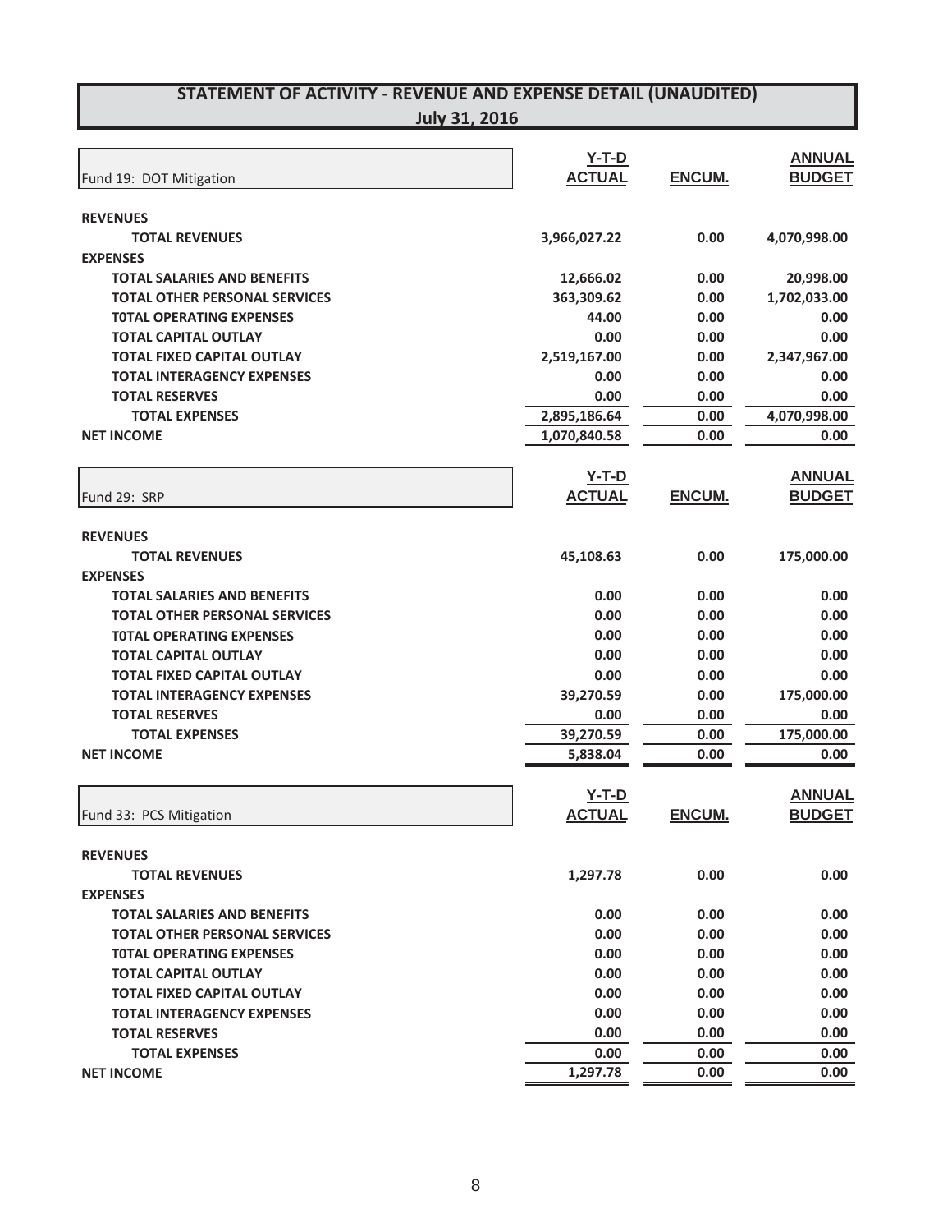# STATEMENT OF ACTIVITY - REVENUE AND EXPENSE DETAIL (UNAUDITED)

## July 31, 2016

| Fund 19: DOT Mitigation | Y-T-D ACTUAL | ENCUM. | ANNUAL BUDGET |
|---|---|---|---|
| **REVENUES** | | | |
| **TOTAL REVENUES** | 3,966,027.22 | 0.00 | 4,070,998.00 |
| **EXPENSES** | | | |
| **TOTAL SALARIES AND BENEFITS** | 12,666.02 | 0.00 | 20,998.00 |
| **TOTAL OTHER PERSONAL SERVICES** | 363,309.62 | 0.00 | 1,702,033.00 |
| **T0TAL OPERATING EXPENSES** | 44.00 | 0.00 | 0.00 |
| **TOTAL CAPITAL OUTLAY** | 0.00 | 0.00 | 0.00 |
| **TOTAL FIXED CAPITAL OUTLAY** | 2,519,167.00 | 0.00 | 2,347,967.00 |
| **TOTAL INTERAGENCY EXPENSES** | 0.00 | 0.00 | 0.00 |
| **TOTAL RESERVES** | 0.00 | 0.00 | 0.00 |
| **TOTAL EXPENSES** | 2,895,186.64 | 0.00 | 4,070,998.00 |
| **NET INCOME** | 1,070,840.58 | 0.00 | 0.00 |

| Fund 29: SRP | Y-T-D ACTUAL | ENCUM. | ANNUAL BUDGET |
|---|---|---|---|
| **REVENUES** | | | |
| **TOTAL REVENUES** | 45,108.63 | 0.00 | 175,000.00 |
| **EXPENSES** | | | |
| **TOTAL SALARIES AND BENEFITS** | 0.00 | 0.00 | 0.00 |
| **TOTAL OTHER PERSONAL SERVICES** | 0.00 | 0.00 | 0.00 |
| **T0TAL OPERATING EXPENSES** | 0.00 | 0.00 | 0.00 |
| **TOTAL CAPITAL OUTLAY** | 0.00 | 0.00 | 0.00 |
| **TOTAL FIXED CAPITAL OUTLAY** | 0.00 | 0.00 | 0.00 |
| **TOTAL INTERAGENCY EXPENSES** | 39,270.59 | 0.00 | 175,000.00 |
| **TOTAL RESERVES** | 0.00 | 0.00 | 0.00 |
| **TOTAL EXPENSES** | 39,270.59 | 0.00 | 175,000.00 |
| **NET INCOME** | 5,838.04 | 0.00 | 0.00 |

| Fund 33: PCS Mitigation | Y-T-D ACTUAL | ENCUM. | ANNUAL BUDGET |
|---|---|---|---|
| **REVENUES** | | | |
| **TOTAL REVENUES** | 1,297.78 | 0.00 | 0.00 |
| **EXPENSES** | | | |
| **TOTAL SALARIES AND BENEFITS** | 0.00 | 0.00 | 0.00 |
| **TOTAL OTHER PERSONAL SERVICES** | 0.00 | 0.00 | 0.00 |
| **T0TAL OPERATING EXPENSES** | 0.00 | 0.00 | 0.00 |
| **TOTAL CAPITAL OUTLAY** | 0.00 | 0.00 | 0.00 |
| **TOTAL FIXED CAPITAL OUTLAY** | 0.00 | 0.00 | 0.00 |
| **TOTAL INTERAGENCY EXPENSES** | 0.00 | 0.00 | 0.00 |
| **TOTAL RESERVES** | 0.00 | 0.00 | 0.00 |
| **TOTAL EXPENSES** | 0.00 | 0.00 | 0.00 |
| **NET INCOME** | 1,297.78 | 0.00 | 0.00 |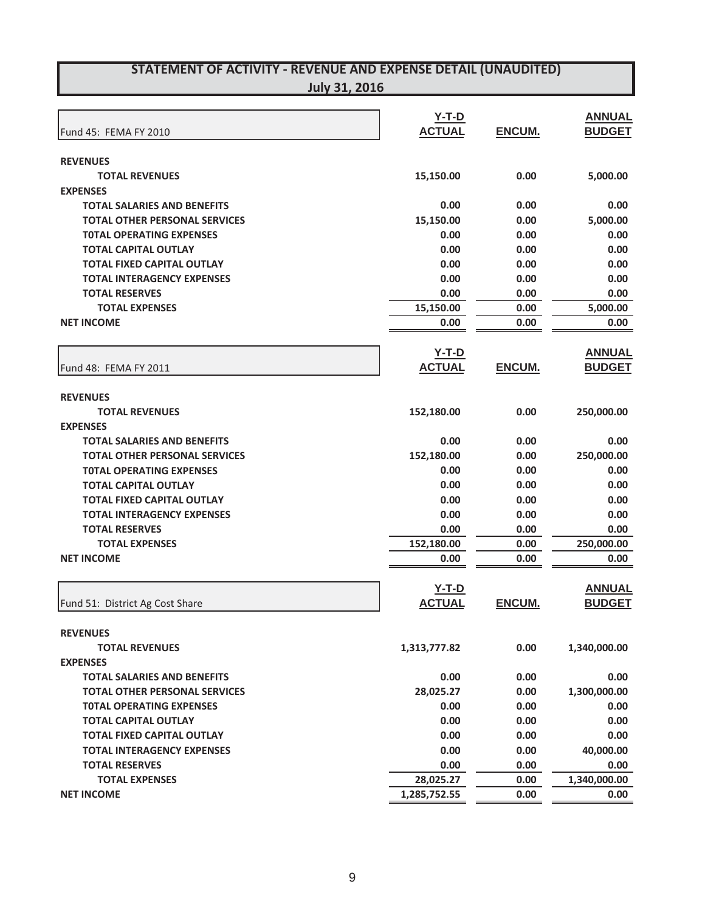# STATEMENT OF ACTIVITY - REVENUE AND EXPENSE DETAIL (UNAUDITED)
## July 31, 2016

| Fund 45: FEMA FY 2010 | Y-T-D ACTUAL | ENCUM. | ANNUAL BUDGET |
|---|---|---|---|
| **REVENUES** | | | |
| **TOTAL REVENUES** | 15,150.00 | 0.00 | 5,000.00 |
| **EXPENSES** | | | |
| **TOTAL SALARIES AND BENEFITS** | 0.00 | 0.00 | 0.00 |
| **TOTAL OTHER PERSONAL SERVICES** | 15,150.00 | 0.00 | 5,000.00 |
| **T0TAL OPERATING EXPENSES** | 0.00 | 0.00 | 0.00 |
| **TOTAL CAPITAL OUTLAY** | 0.00 | 0.00 | 0.00 |
| **TOTAL FIXED CAPITAL OUTLAY** | 0.00 | 0.00 | 0.00 |
| **TOTAL INTERAGENCY EXPENSES** | 0.00 | 0.00 | 0.00 |
| **TOTAL RESERVES** | 0.00 | 0.00 | 0.00 |
| **TOTAL EXPENSES** | 15,150.00 | 0.00 | 5,000.00 |
| **NET INCOME** | 0.00 | 0.00 | 0.00 |

| Fund 48: FEMA FY 2011 | Y-T-D ACTUAL | ENCUM. | ANNUAL BUDGET |
|---|---|---|---|
| **REVENUES** | | | |
| **TOTAL REVENUES** | 152,180.00 | 0.00 | 250,000.00 |
| **EXPENSES** | | | |
| **TOTAL SALARIES AND BENEFITS** | 0.00 | 0.00 | 0.00 |
| **TOTAL OTHER PERSONAL SERVICES** | 152,180.00 | 0.00 | 250,000.00 |
| **T0TAL OPERATING EXPENSES** | 0.00 | 0.00 | 0.00 |
| **TOTAL CAPITAL OUTLAY** | 0.00 | 0.00 | 0.00 |
| **TOTAL FIXED CAPITAL OUTLAY** | 0.00 | 0.00 | 0.00 |
| **TOTAL INTERAGENCY EXPENSES** | 0.00 | 0.00 | 0.00 |
| **TOTAL RESERVES** | 0.00 | 0.00 | 0.00 |
| **TOTAL EXPENSES** | 152,180.00 | 0.00 | 250,000.00 |
| **NET INCOME** | 0.00 | 0.00 | 0.00 |

| Fund 51: District Ag Cost Share | Y-T-D ACTUAL | ENCUM. | ANNUAL BUDGET |
|---|---|---|---|
| **REVENUES** | | | |
| **TOTAL REVENUES** | 1,313,777.82 | 0.00 | 1,340,000.00 |
| **EXPENSES** | | | |
| **TOTAL SALARIES AND BENEFITS** | 0.00 | 0.00 | 0.00 |
| **TOTAL OTHER PERSONAL SERVICES** | 28,025.27 | 0.00 | 1,300,000.00 |
| **T0TAL OPERATING EXPENSES** | 0.00 | 0.00 | 0.00 |
| **TOTAL CAPITAL OUTLAY** | 0.00 | 0.00 | 0.00 |
| **TOTAL FIXED CAPITAL OUTLAY** | 0.00 | 0.00 | 0.00 |
| **TOTAL INTERAGENCY EXPENSES** | 0.00 | 0.00 | 40,000.00 |
| **TOTAL RESERVES** | 0.00 | 0.00 | 0.00 |
| **TOTAL EXPENSES** | 28,025.27 | 0.00 | 1,340,000.00 |
| **NET INCOME** | 1,285,752.55 | 0.00 | 0.00 |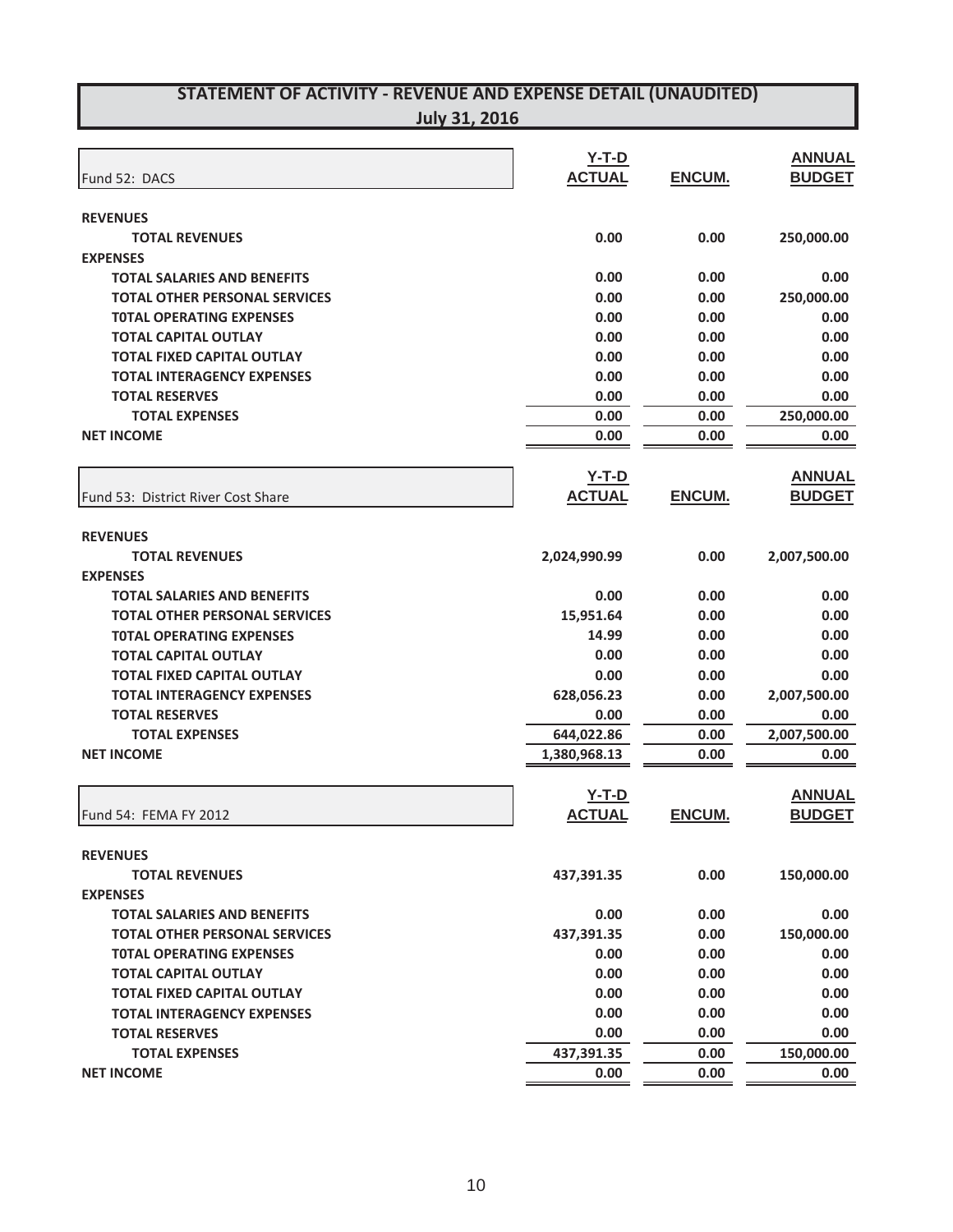# STATEMENT OF ACTIVITY - REVENUE AND EXPENSE DETAIL (UNAUDITED)
## July 31, 2016

| Fund 52: DACS | Y-T-D ACTUAL | ENCUM. | ANNUAL BUDGET |
|---|---|---|---|
| **REVENUES** | | | |
| **TOTAL REVENUES** | 0.00 | 0.00 | 250,000.00 |
| **EXPENSES** | | | |
| **TOTAL SALARIES AND BENEFITS** | 0.00 | 0.00 | 0.00 |
| **TOTAL OTHER PERSONAL SERVICES** | 0.00 | 0.00 | 250,000.00 |
| **T0TAL OPERATING EXPENSES** | 0.00 | 0.00 | 0.00 |
| **TOTAL CAPITAL OUTLAY** | 0.00 | 0.00 | 0.00 |
| **TOTAL FIXED CAPITAL OUTLAY** | 0.00 | 0.00 | 0.00 |
| **TOTAL INTERAGENCY EXPENSES** | 0.00 | 0.00 | 0.00 |
| **TOTAL RESERVES** | 0.00 | 0.00 | 0.00 |
| **TOTAL EXPENSES** | 0.00 | 0.00 | 250,000.00 |
| **NET INCOME** | 0.00 | 0.00 | 0.00 |

| Fund 53: District River Cost Share | Y-T-D ACTUAL | ENCUM. | ANNUAL BUDGET |
|---|---|---|---|
| **REVENUES** | | | |
| **TOTAL REVENUES** | 2,024,990.99 | 0.00 | 2,007,500.00 |
| **EXPENSES** | | | |
| **TOTAL SALARIES AND BENEFITS** | 0.00 | 0.00 | 0.00 |
| **TOTAL OTHER PERSONAL SERVICES** | 15,951.64 | 0.00 | 0.00 |
| **T0TAL OPERATING EXPENSES** | 14.99 | 0.00 | 0.00 |
| **TOTAL CAPITAL OUTLAY** | 0.00 | 0.00 | 0.00 |
| **TOTAL FIXED CAPITAL OUTLAY** | 0.00 | 0.00 | 0.00 |
| **TOTAL INTERAGENCY EXPENSES** | 628,056.23 | 0.00 | 2,007,500.00 |
| **TOTAL RESERVES** | 0.00 | 0.00 | 0.00 |
| **TOTAL EXPENSES** | 644,022.86 | 0.00 | 2,007,500.00 |
| **NET INCOME** | 1,380,968.13 | 0.00 | 0.00 |

| Fund 54: FEMA FY 2012 | Y-T-D ACTUAL | ENCUM. | ANNUAL BUDGET |
|---|---|---|---|
| **REVENUES** | | | |
| **TOTAL REVENUES** | 437,391.35 | 0.00 | 150,000.00 |
| **EXPENSES** | | | |
| **TOTAL SALARIES AND BENEFITS** | 0.00 | 0.00 | 0.00 |
| **TOTAL OTHER PERSONAL SERVICES** | 437,391.35 | 0.00 | 150,000.00 |
| **T0TAL OPERATING EXPENSES** | 0.00 | 0.00 | 0.00 |
| **TOTAL CAPITAL OUTLAY** | 0.00 | 0.00 | 0.00 |
| **TOTAL FIXED CAPITAL OUTLAY** | 0.00 | 0.00 | 0.00 |
| **TOTAL INTERAGENCY EXPENSES** | 0.00 | 0.00 | 0.00 |
| **TOTAL RESERVES** | 0.00 | 0.00 | 0.00 |
| **TOTAL EXPENSES** | 437,391.35 | 0.00 | 150,000.00 |
| **NET INCOME** | 0.00 | 0.00 | 0.00 |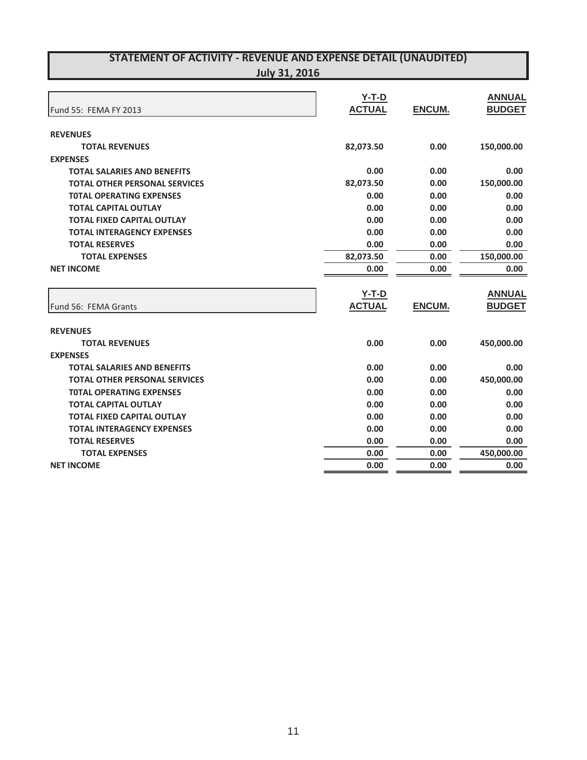# STATEMENT OF ACTIVITY - REVENUE AND EXPENSE DETAIL (UNAUDITED)

## July 31, 2016

| Fund 55: FEMA FY 2013 | Y-T-D ACTUAL | ENCUM. | ANNUAL BUDGET |
|---|---|---|---|
| **REVENUES** | | | |
| **TOTAL REVENUES** | 82,073.50 | 0.00 | 150,000.00 |
| **EXPENSES** | | | |
| **TOTAL SALARIES AND BENEFITS** | 0.00 | 0.00 | 0.00 |
| **TOTAL OTHER PERSONAL SERVICES** | 82,073.50 | 0.00 | 150,000.00 |
| **T0TAL OPERATING EXPENSES** | 0.00 | 0.00 | 0.00 |
| **TOTAL CAPITAL OUTLAY** | 0.00 | 0.00 | 0.00 |
| **TOTAL FIXED CAPITAL OUTLAY** | 0.00 | 0.00 | 0.00 |
| **TOTAL INTERAGENCY EXPENSES** | 0.00 | 0.00 | 0.00 |
| **TOTAL RESERVES** | 0.00 | 0.00 | 0.00 |
| **TOTAL EXPENSES** | 82,073.50 | 0.00 | 150,000.00 |
| **NET INCOME** | 0.00 | 0.00 | 0.00 |

| Fund 56: FEMA Grants | Y-T-D ACTUAL | ENCUM. | ANNUAL BUDGET |
|---|---|---|---|
| **REVENUES** | | | |
| **TOTAL REVENUES** | 0.00 | 0.00 | 450,000.00 |
| **EXPENSES** | | | |
| **TOTAL SALARIES AND BENEFITS** | 0.00 | 0.00 | 0.00 |
| **TOTAL OTHER PERSONAL SERVICES** | 0.00 | 0.00 | 450,000.00 |
| **T0TAL OPERATING EXPENSES** | 0.00 | 0.00 | 0.00 |
| **TOTAL CAPITAL OUTLAY** | 0.00 | 0.00 | 0.00 |
| **TOTAL FIXED CAPITAL OUTLAY** | 0.00 | 0.00 | 0.00 |
| **TOTAL INTERAGENCY EXPENSES** | 0.00 | 0.00 | 0.00 |
| **TOTAL RESERVES** | 0.00 | 0.00 | 0.00 |
| **TOTAL EXPENSES** | 0.00 | 0.00 | 450,000.00 |
| **NET INCOME** | 0.00 | 0.00 | 0.00 |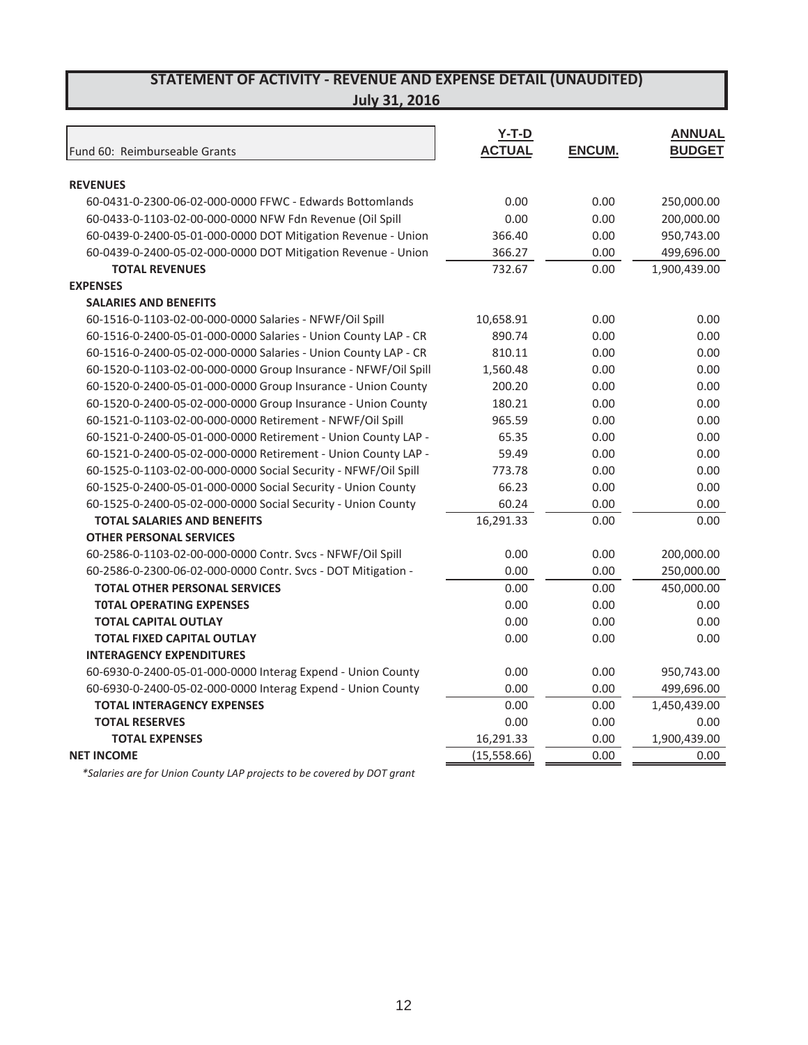# STATEMENT OF ACTIVITY - REVENUE AND EXPENSE DETAIL (UNAUDITED)

## July 31, 2016

| Fund 60: Reimburseable Grants | Y-T-D ACTUAL | ENCUM. | ANNUAL BUDGET |
|---|---|---|---|
| **REVENUES** | | | |
| 60-0431-0-2300-06-02-000-0000 FFWC - Edwards Bottomlands | 0.00 | 0.00 | 250,000.00 |
| 60-0433-0-1103-02-00-000-0000 NFW Fdn Revenue (Oil Spill | 0.00 | 0.00 | 200,000.00 |
| 60-0439-0-2400-05-01-000-0000 DOT Mitigation Revenue - Union | 366.40 | 0.00 | 950,743.00 |
| 60-0439-0-2400-05-02-000-0000 DOT Mitigation Revenue - Union | 366.27 | 0.00 | 499,696.00 |
| **TOTAL REVENUES** | 732.67 | 0.00 | 1,900,439.00 |
| **EXPENSES** | | | |
| **SALARIES AND BENEFITS** | | | |
| 60-1516-0-1103-02-00-000-0000 Salaries - NFWF/Oil Spill | 10,658.91 | 0.00 | 0.00 |
| 60-1516-0-2400-05-01-000-0000 Salaries - Union County LAP - CR | 890.74 | 0.00 | 0.00 |
| 60-1516-0-2400-05-02-000-0000 Salaries - Union County LAP - CR | 810.11 | 0.00 | 0.00 |
| 60-1520-0-1103-02-00-000-0000 Group Insurance - NFWF/Oil Spill | 1,560.48 | 0.00 | 0.00 |
| 60-1520-0-2400-05-01-000-0000 Group Insurance - Union County | 200.20 | 0.00 | 0.00 |
| 60-1520-0-2400-05-02-000-0000 Group Insurance - Union County | 180.21 | 0.00 | 0.00 |
| 60-1521-0-1103-02-00-000-0000 Retirement - NFWF/Oil Spill | 965.59 | 0.00 | 0.00 |
| 60-1521-0-2400-05-01-000-0000 Retirement - Union County LAP - | 65.35 | 0.00 | 0.00 |
| 60-1521-0-2400-05-02-000-0000 Retirement - Union County LAP - | 59.49 | 0.00 | 0.00 |
| 60-1525-0-1103-02-00-000-0000 Social Security - NFWF/Oil Spill | 773.78 | 0.00 | 0.00 |
| 60-1525-0-2400-05-01-000-0000 Social Security - Union County | 66.23 | 0.00 | 0.00 |
| 60-1525-0-2400-05-02-000-0000 Social Security - Union County | 60.24 | 0.00 | 0.00 |
| **TOTAL SALARIES AND BENEFITS** | 16,291.33 | 0.00 | 0.00 |
| **OTHER PERSONAL SERVICES** | | | |
| 60-2586-0-1103-02-00-000-0000 Contr. Svcs - NFWF/Oil Spill | 0.00 | 0.00 | 200,000.00 |
| 60-2586-0-2300-06-02-000-0000 Contr. Svcs - DOT Mitigation - | 0.00 | 0.00 | 250,000.00 |
| **TOTAL OTHER PERSONAL SERVICES** | 0.00 | 0.00 | 450,000.00 |
| **T0TAL OPERATING EXPENSES** | 0.00 | 0.00 | 0.00 |
| **TOTAL CAPITAL OUTLAY** | 0.00 | 0.00 | 0.00 |
| **TOTAL FIXED CAPITAL OUTLAY** | 0.00 | 0.00 | 0.00 |
| **INTERAGENCY EXPENDITURES** | | | |
| 60-6930-0-2400-05-01-000-0000 Interag Expend - Union County | 0.00 | 0.00 | 950,743.00 |
| 60-6930-0-2400-05-02-000-0000 Interag Expend - Union County | 0.00 | 0.00 | 499,696.00 |
| **TOTAL INTERAGENCY EXPENSES** | 0.00 | 0.00 | 1,450,439.00 |
| **TOTAL RESERVES** | 0.00 | 0.00 | 0.00 |
| **TOTAL EXPENSES** | 16,291.33 | 0.00 | 1,900,439.00 |
| **NET INCOME** | (15,558.66) | 0.00 | 0.00 |

*\*Salaries are for Union County LAP projects to be covered by DOT grant*